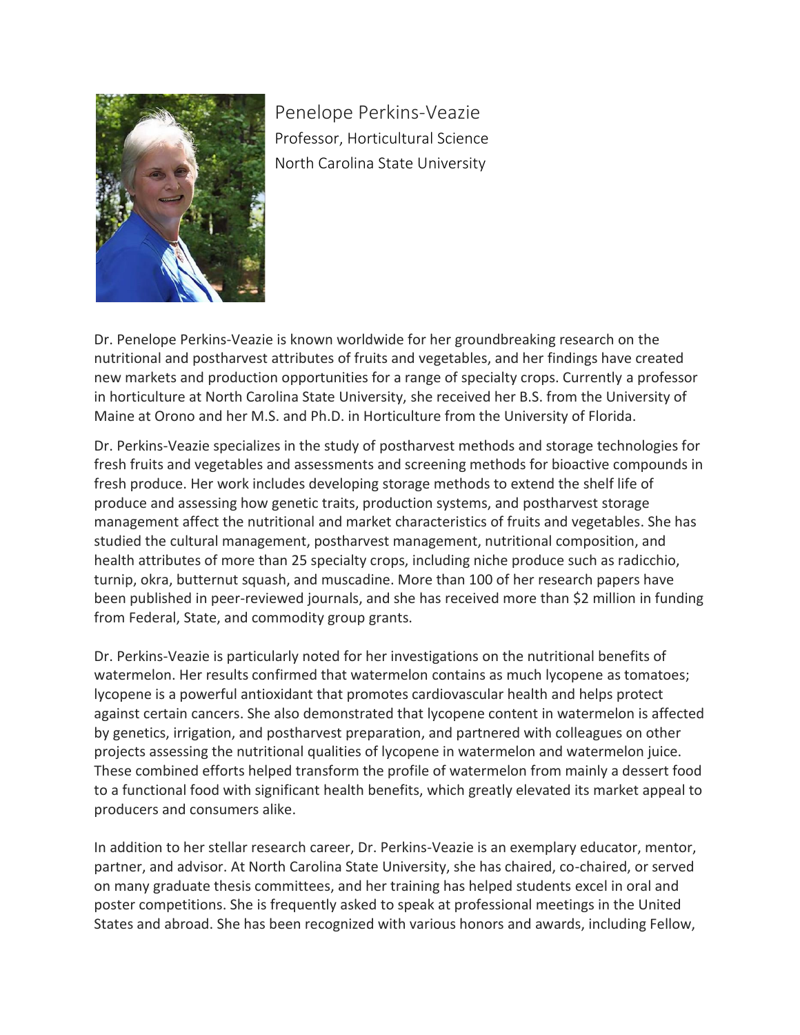Penelope Perkins-Veazie
Professor, Horticultural Science
North Carolina State University

Dr. Penelope Perkins-Veazie is known worldwide for her groundbreaking research on the nutritional and postharvest attributes of fruits and vegetables, and her findings have created new markets and production opportunities for a range of specialty crops. Currently a professor in horticulture at North Carolina State University, she received her B.S. from the University of Maine at Orono and her M.S. and Ph.D. in Horticulture from the University of Florida.

Dr. Perkins-Veazie specializes in the study of postharvest methods and storage technologies for fresh fruits and vegetables and assessments and screening methods for bioactive compounds in fresh produce. Her work includes developing storage methods to extend the shelf life of produce and assessing how genetic traits, production systems, and postharvest storage management affect the nutritional and market characteristics of fruits and vegetables. She has studied the cultural management, postharvest management, nutritional composition, and health attributes of more than 25 specialty crops, including niche produce such as radicchio, turnip, okra, butternut squash, and muscadine. More than 100 of her research papers have been published in peer-reviewed journals, and she has received more than $2 million in funding from Federal, State, and commodity group grants.

Dr. Perkins-Veazie is particularly noted for her investigations on the nutritional benefits of watermelon. Her results confirmed that watermelon contains as much lycopene as tomatoes; lycopene is a powerful antioxidant that promotes cardiovascular health and helps protect against certain cancers. She also demonstrated that lycopene content in watermelon is affected by genetics, irrigation, and postharvest preparation, and partnered with colleagues on other projects assessing the nutritional qualities of lycopene in watermelon and watermelon juice. These combined efforts helped transform the profile of watermelon from mainly a dessert food to a functional food with significant health benefits, which greatly elevated its market appeal to producers and consumers alike.

In addition to her stellar research career, Dr. Perkins-Veazie is an exemplary educator, mentor, partner, and advisor. At North Carolina State University, she has chaired, co-chaired, or served on many graduate thesis committees, and her training has helped students excel in oral and poster competitions. She is frequently asked to speak at professional meetings in the United States and abroad. She has been recognized with various honors and awards, including Fellow,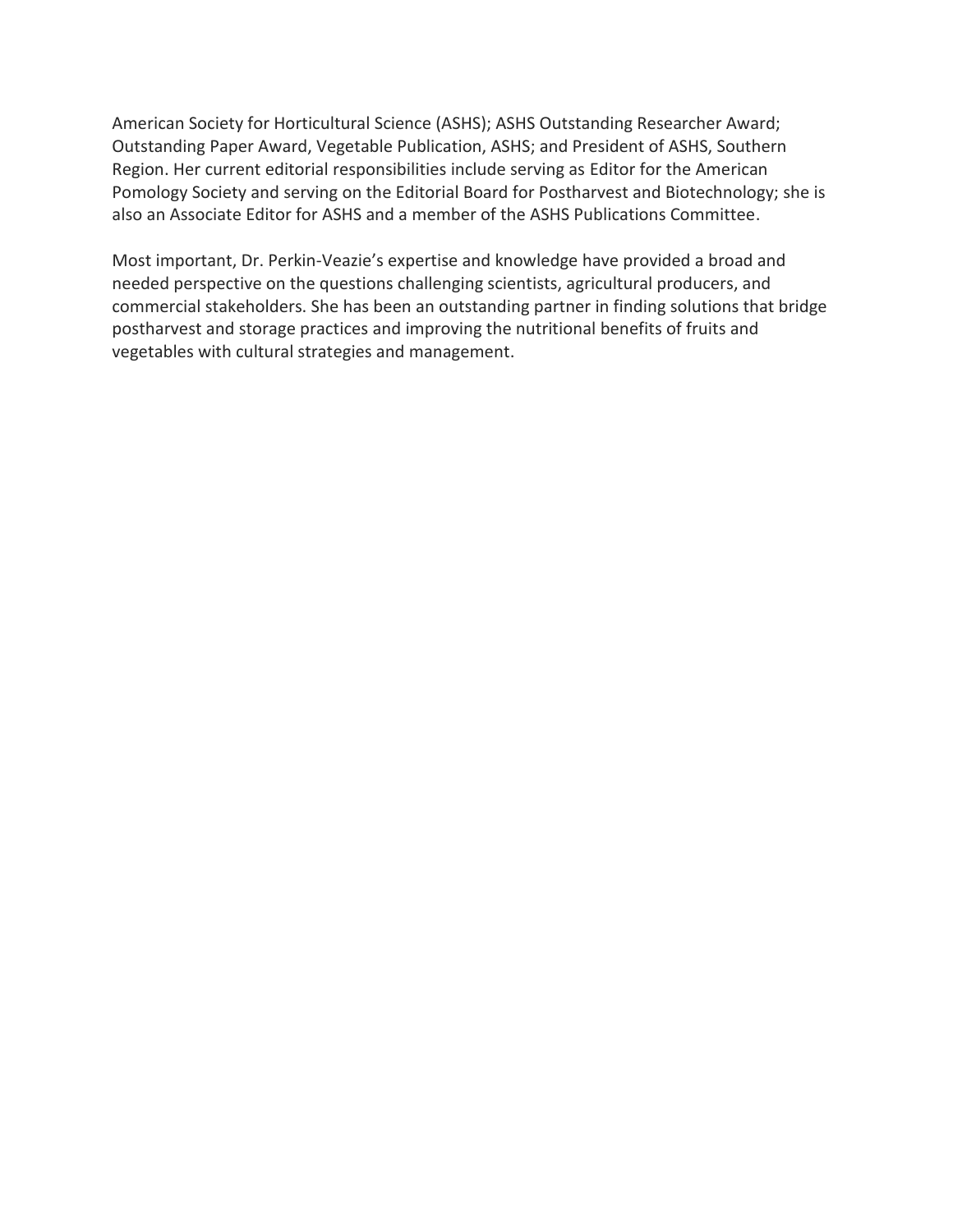American Society for Horticultural Science (ASHS); ASHS Outstanding Researcher Award; Outstanding Paper Award, Vegetable Publication, ASHS; and President of ASHS, Southern Region. Her current editorial responsibilities include serving as Editor for the American Pomology Society and serving on the Editorial Board for Postharvest and Biotechnology; she is also an Associate Editor for ASHS and a member of the ASHS Publications Committee.

Most important, Dr. Perkin-Veazie's expertise and knowledge have provided a broad and needed perspective on the questions challenging scientists, agricultural producers, and commercial stakeholders. She has been an outstanding partner in finding solutions that bridge postharvest and storage practices and improving the nutritional benefits of fruits and vegetables with cultural strategies and management.